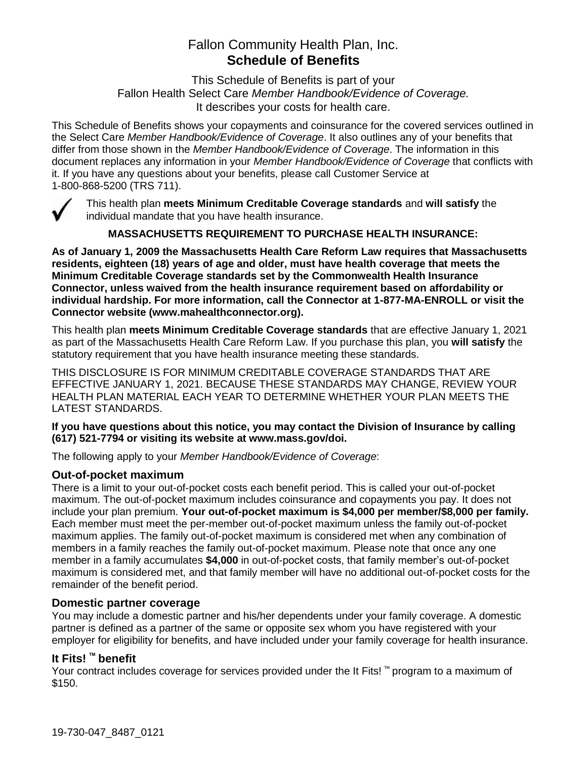# Fallon Community Health Plan, Inc.
# Schedule of Benefits

This Schedule of Benefits is part of your
Fallon Health Select Care *Member Handbook/Evidence of Coverage.*
It describes your costs for health care.

This Schedule of Benefits shows your copayments and coinsurance for the covered services outlined in the Select Care *Member Handbook/Evidence of Coverage*. It also outlines any of your benefits that differ from those shown in the *Member Handbook/Evidence of Coverage*. The information in this document replaces any information in your *Member Handbook/Evidence of Coverage* that conflicts with it. If you have any questions about your benefits, please call Customer Service at 1-800-868-5200 (TRS 711).

✓ This health plan **meets Minimum Creditable Coverage standards** and **will satisfy** the individual mandate that you have health insurance.

**MASSACHUSETTS REQUIREMENT TO PURCHASE HEALTH INSURANCE:**

**As of January 1, 2009 the Massachusetts Health Care Reform Law requires that Massachusetts residents, eighteen (18) years of age and older, must have health coverage that meets the Minimum Creditable Coverage standards set by the Commonwealth Health Insurance Connector, unless waived from the health insurance requirement based on affordability or individual hardship. For more information, call the Connector at 1-877-MA-ENROLL or visit the Connector website (www.mahealthconnector.org).**

This health plan **meets Minimum Creditable Coverage standards** that are effective January 1, 2021 as part of the Massachusetts Health Care Reform Law. If you purchase this plan, you **will satisfy** the statutory requirement that you have health insurance meeting these standards.

THIS DISCLOSURE IS FOR MINIMUM CREDITABLE COVERAGE STANDARDS THAT ARE EFFECTIVE JANUARY 1, 2021. BECAUSE THESE STANDARDS MAY CHANGE, REVIEW YOUR HEALTH PLAN MATERIAL EACH YEAR TO DETERMINE WHETHER YOUR PLAN MEETS THE LATEST STANDARDS.

**If you have questions about this notice, you may contact the Division of Insurance by calling (617) 521-7794 or visiting its website at www.mass.gov/doi.**

The following apply to your *Member Handbook/Evidence of Coverage*:

### Out-of-pocket maximum

There is a limit to your out-of-pocket costs each benefit period. This is called your out-of-pocket maximum. The out-of-pocket maximum includes coinsurance and copayments you pay. It does not include your plan premium. **Your out-of-pocket maximum is $4,000 per member/$8,000 per family.** Each member must meet the per-member out-of-pocket maximum unless the family out-of-pocket maximum applies. The family out-of-pocket maximum is considered met when any combination of members in a family reaches the family out-of-pocket maximum. Please note that once any one member in a family accumulates **$4,000** in out-of-pocket costs, that family member's out-of-pocket maximum is considered met, and that family member will have no additional out-of-pocket costs for the remainder of the benefit period.

### Domestic partner coverage

You may include a domestic partner and his/her dependents under your family coverage. A domestic partner is defined as a partner of the same or opposite sex whom you have registered with your employer for eligibility for benefits, and have included under your family coverage for health insurance.

### It Fits! ™ benefit

Your contract includes coverage for services provided under the It Fits! ™ program to a maximum of $150.

19-730-047_8487_0121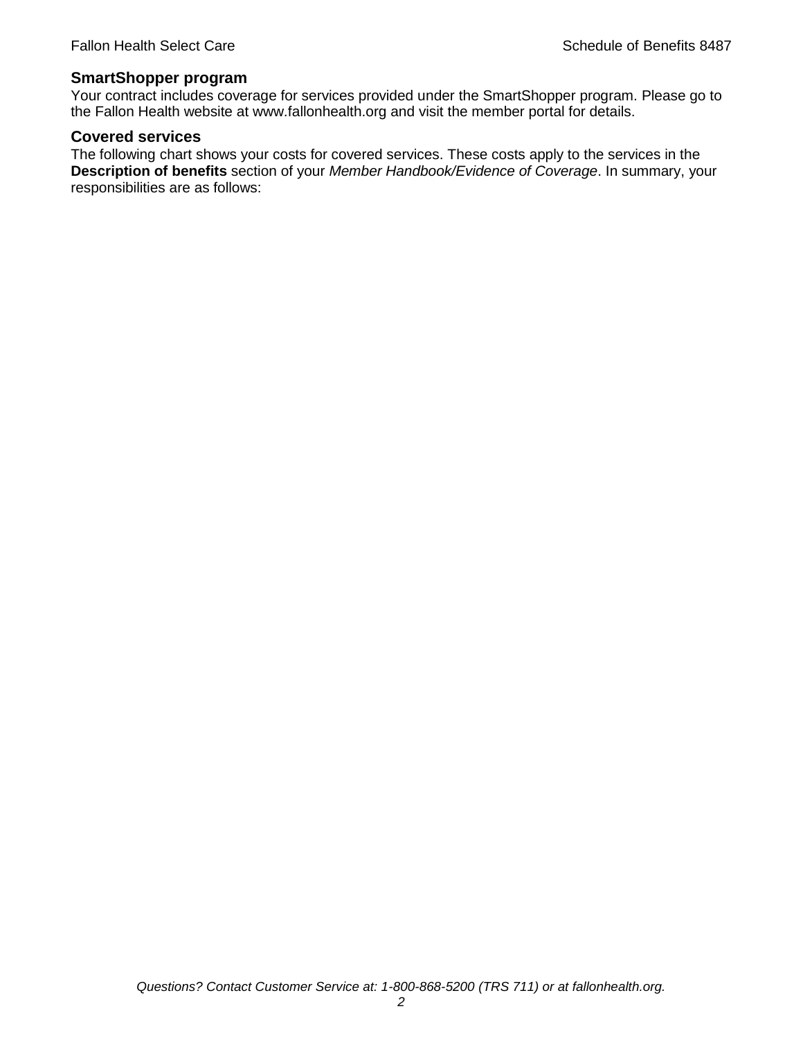## SmartShopper program

Your contract includes coverage for services provided under the SmartShopper program. Please go to the Fallon Health website at www.fallonhealth.org and visit the member portal for details.

## Covered services

The following chart shows your costs for covered services. These costs apply to the services in the **Description of benefits** section of your *Member Handbook/Evidence of Coverage*. In summary, your responsibilities are as follows: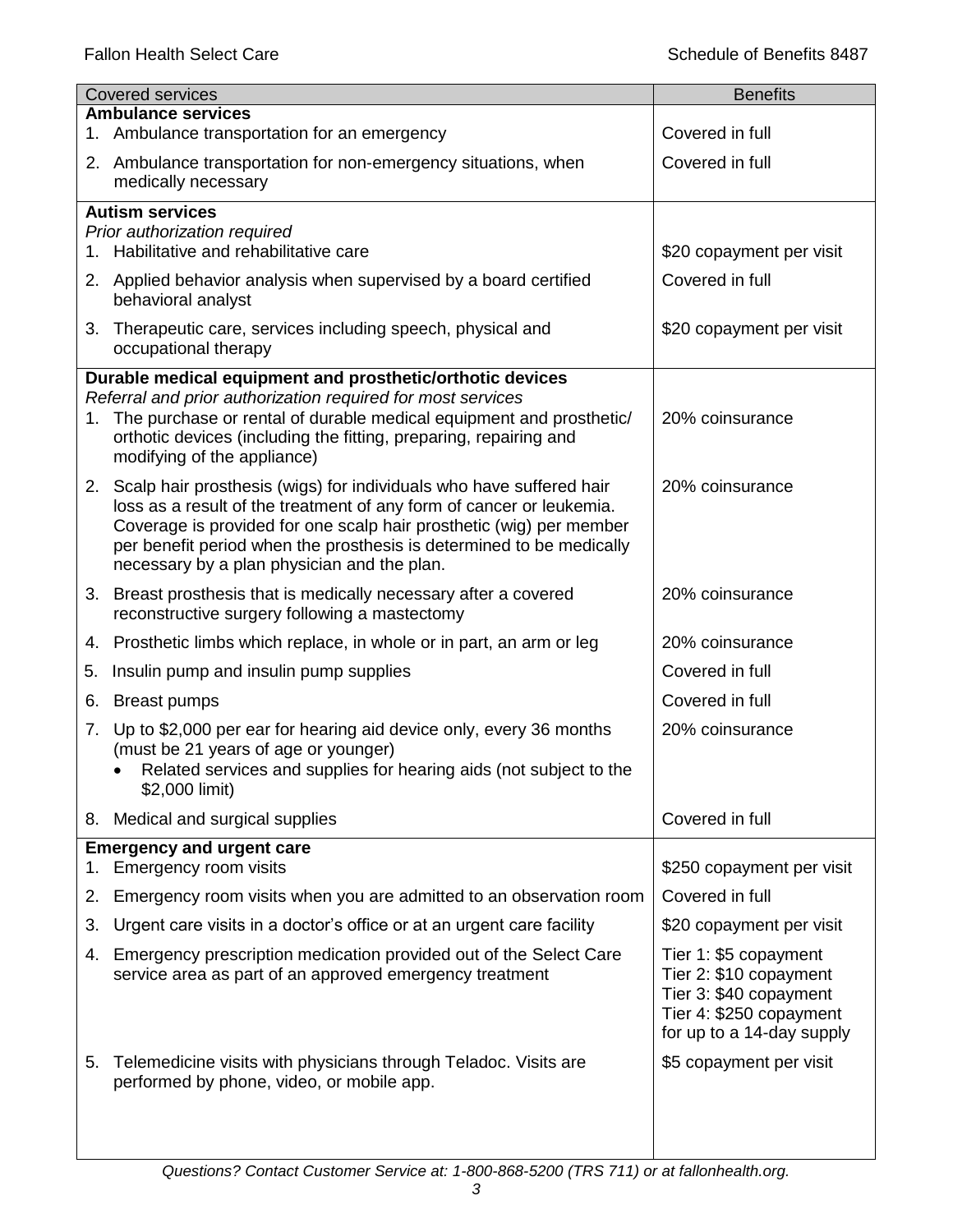| Covered services | Benefits |
|---|---|
| **Ambulance services** | |
| 1. Ambulance transportation for an emergency | Covered in full |
| 2. Ambulance transportation for non-emergency situations, when medically necessary | Covered in full |
| **Autism services**<br>*Prior authorization required* | |
| 1. Habilitative and rehabilitative care | $20 copayment per visit |
| 2. Applied behavior analysis when supervised by a board certified behavioral analyst | Covered in full |
| 3. Therapeutic care, services including speech, physical and occupational therapy | $20 copayment per visit |
| **Durable medical equipment and prosthetic/orthotic devices**<br>*Referral and prior authorization required for most services* | |
| 1. The purchase or rental of durable medical equipment and prosthetic/ orthotic devices (including the fitting, preparing, repairing and modifying of the appliance) | 20% coinsurance |
| 2. Scalp hair prosthesis (wigs) for individuals who have suffered hair loss as a result of the treatment of any form of cancer or leukemia. Coverage is provided for one scalp hair prosthetic (wig) per member per benefit period when the prosthesis is determined to be medically necessary by a plan physician and the plan. | 20% coinsurance |
| 3. Breast prosthesis that is medically necessary after a covered reconstructive surgery following a mastectomy | 20% coinsurance |
| 4. Prosthetic limbs which replace, in whole or in part, an arm or leg | 20% coinsurance |
| 5. Insulin pump and insulin pump supplies | Covered in full |
| 6. Breast pumps | Covered in full |
| 7. Up to $2,000 per ear for hearing aid device only, every 36 months (must be 21 years of age or younger)<br>• Related services and supplies for hearing aids (not subject to the $2,000 limit) | 20% coinsurance |
| 8. Medical and surgical supplies | Covered in full |
| **Emergency and urgent care** | |
| 1. Emergency room visits | $250 copayment per visit |
| 2. Emergency room visits when you are admitted to an observation room | Covered in full |
| 3. Urgent care visits in a doctor's office or at an urgent care facility | $20 copayment per visit |
| 4. Emergency prescription medication provided out of the Select Care service area as part of an approved emergency treatment | Tier 1: $5 copayment<br>Tier 2: $10 copayment<br>Tier 3: $40 copayment<br>Tier 4: $250 copayment for up to a 14-day supply |
| 5. Telemedicine visits with physicians through Teladoc. Visits are performed by phone, video, or mobile app. | $5 copayment per visit |

*Questions? Contact Customer Service at: 1-800-868-5200 (TRS 711) or at fallonhealth.org.*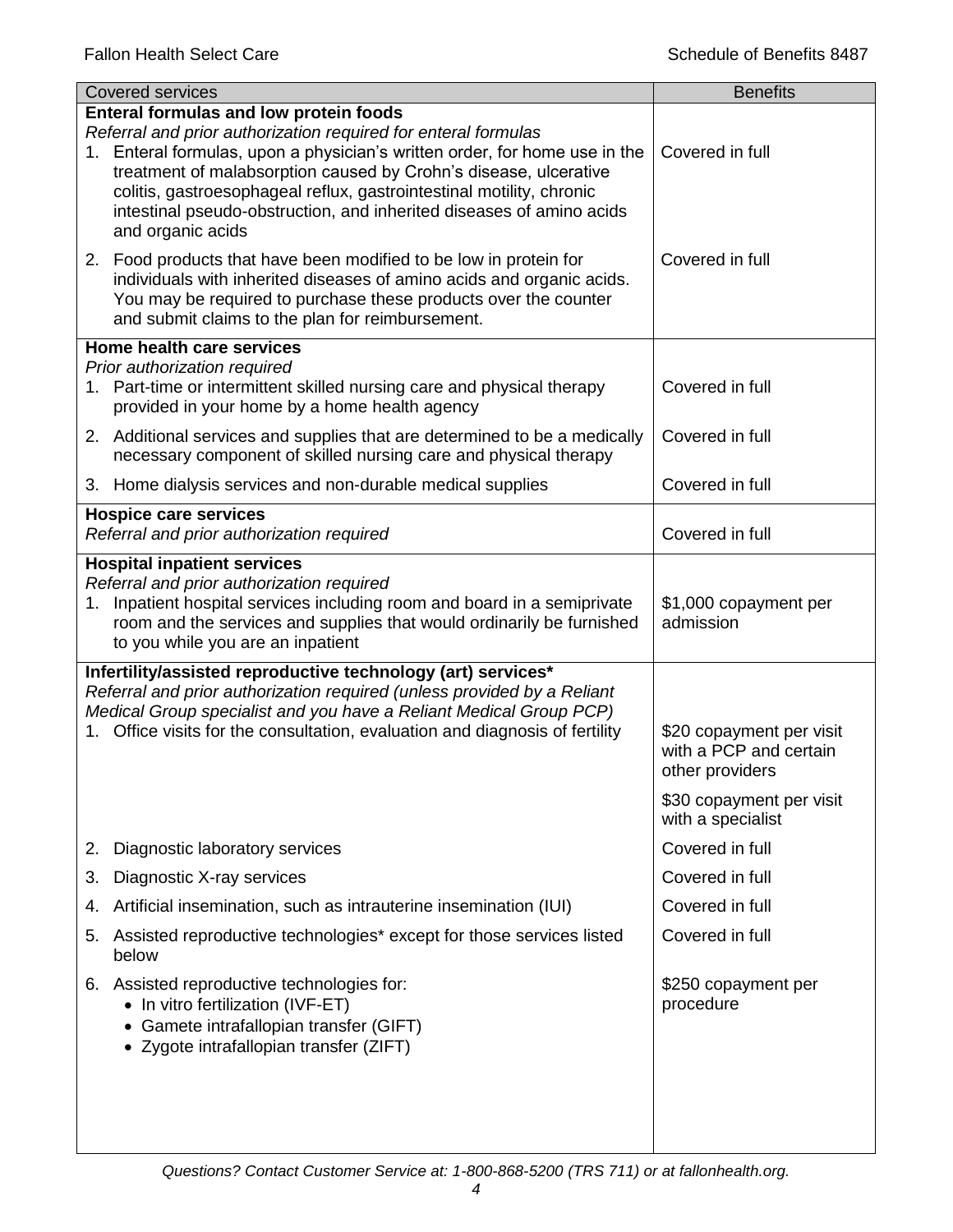| Covered services | Benefits |
| --- | --- |
| **Enteral formulas and low protein foods**<br>*Referral and prior authorization required for enteral formulas* | |
| 1. Enteral formulas, upon a physician's written order, for home use in the treatment of malabsorption caused by Crohn's disease, ulcerative colitis, gastroesophageal reflux, gastrointestinal motility, chronic intestinal pseudo-obstruction, and inherited diseases of amino acids and organic acids | Covered in full |
| 2. Food products that have been modified to be low in protein for individuals with inherited diseases of amino acids and organic acids. You may be required to purchase these products over the counter and submit claims to the plan for reimbursement. | Covered in full |
| **Home health care services**<br>*Prior authorization required* | |
| 1. Part-time or intermittent skilled nursing care and physical therapy provided in your home by a home health agency | Covered in full |
| 2. Additional services and supplies that are determined to be a medically necessary component of skilled nursing care and physical therapy | Covered in full |
| 3. Home dialysis services and non-durable medical supplies | Covered in full |
| **Hospice care services**<br>*Referral and prior authorization required* | Covered in full |
| **Hospital inpatient services**<br>*Referral and prior authorization required* | |
| 1. Inpatient hospital services including room and board in a semiprivate room and the services and supplies that would ordinarily be furnished to you while you are an inpatient | $1,000 copayment per admission |
| **Infertility/assisted reproductive technology (art) services***<br>*Referral and prior authorization required (unless provided by a Reliant Medical Group specialist and you have a Reliant Medical Group PCP)* | |
| 1. Office visits for the consultation, evaluation and diagnosis of fertility | $20 copayment per visit with a PCP and certain other providers<br><br>$30 copayment per visit with a specialist |
| 2. Diagnostic laboratory services | Covered in full |
| 3. Diagnostic X-ray services | Covered in full |
| 4. Artificial insemination, such as intrauterine insemination (IUI) | Covered in full |
| 5. Assisted reproductive technologies* except for those services listed below | Covered in full |
| 6. Assisted reproductive technologies for:<br>• In vitro fertilization (IVF-ET)<br>• Gamete intrafallopian transfer (GIFT)<br>• Zygote intrafallopian transfer (ZIFT) | $250 copayment per procedure |

*Questions? Contact Customer Service at: 1-800-868-5200 (TRS 711) or at fallonhealth.org.*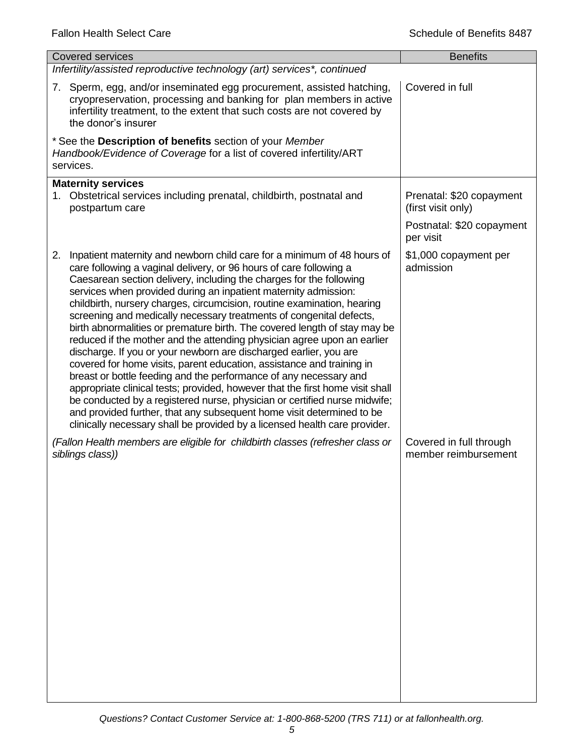| Covered services | Benefits |
| --- | --- |
| *Infertility/assisted reproductive technology (art) services\*, continued* | |
| 7. Sperm, egg, and/or inseminated egg procurement, assisted hatching, cryopreservation, processing and banking for plan members in active infertility treatment, to the extent that such costs are not covered by the donor's insurer | Covered in full |
| \* See the **Description of benefits** section of your *Member Handbook/Evidence of Coverage* for a list of covered infertility/ART services. | |
| **Maternity services**<br>1. Obstetrical services including prenatal, childbirth, postnatal and postpartum care | Prenatal: $20 copayment (first visit only)<br><br>Postnatal: $20 copayment per visit |
| 2. Inpatient maternity and newborn child care for a minimum of 48 hours of care following a vaginal delivery, or 96 hours of care following a Caesarean section delivery, including the charges for the following services when provided during an inpatient maternity admission: childbirth, nursery charges, circumcision, routine examination, hearing screening and medically necessary treatments of congenital defects, birth abnormalities or premature birth. The covered length of stay may be reduced if the mother and the attending physician agree upon an earlier discharge. If you or your newborn are discharged earlier, you are covered for home visits, parent education, assistance and training in breast or bottle feeding and the performance of any necessary and appropriate clinical tests; provided, however that the first home visit shall be conducted by a registered nurse, physician or certified nurse midwife; and provided further, that any subsequent home visit determined to be clinically necessary shall be provided by a licensed health care provider. | $1,000 copayment per admission |
| *(Fallon Health members are eligible for childbirth classes (refresher class or siblings class))* | Covered in full through member reimbursement |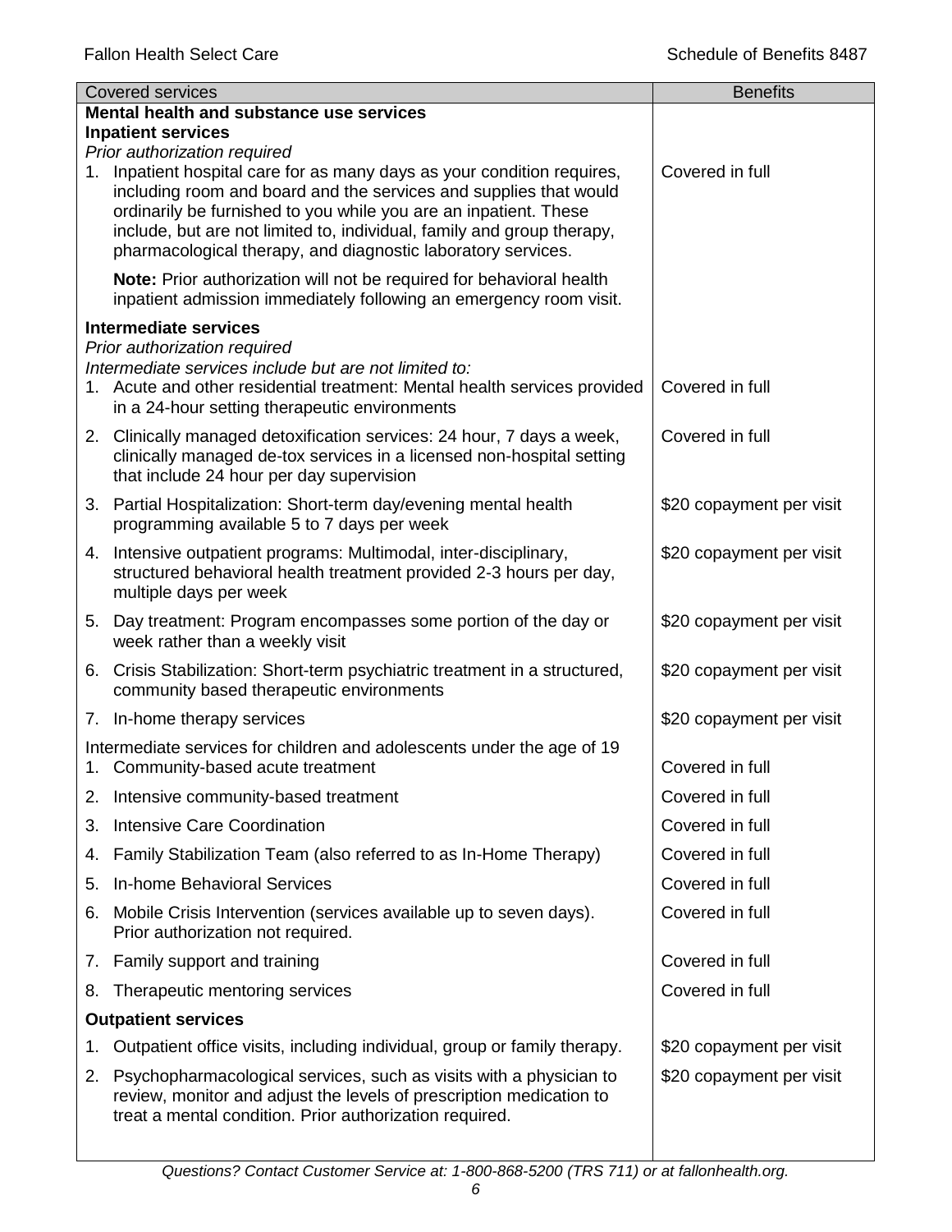| Covered services | Benefits |
|---|---|
| **Mental health and substance use services** | |
| **Inpatient services** | |
| *Prior authorization required* | |
| 1. Inpatient hospital care for as many days as your condition requires, including room and board and the services and supplies that would ordinarily be furnished to you while you are an inpatient. These include, but are not limited to, individual, family and group therapy, pharmacological therapy, and diagnostic laboratory services. | Covered in full |
| **Note:** Prior authorization will not be required for behavioral health inpatient admission immediately following an emergency room visit. | |
| **Intermediate services** | |
| *Prior authorization required* | |
| *Intermediate services include but are not limited to:* | |
| 1. Acute and other residential treatment: Mental health services provided in a 24-hour setting therapeutic environments | Covered in full |
| 2. Clinically managed detoxification services: 24 hour, 7 days a week, clinically managed de-tox services in a licensed non-hospital setting that include 24 hour per day supervision | Covered in full |
| 3. Partial Hospitalization: Short-term day/evening mental health programming available 5 to 7 days per week | \$20 copayment per visit |
| 4. Intensive outpatient programs: Multimodal, inter-disciplinary, structured behavioral health treatment provided 2-3 hours per day, multiple days per week | \$20 copayment per visit |
| 5. Day treatment: Program encompasses some portion of the day or week rather than a weekly visit | \$20 copayment per visit |
| 6. Crisis Stabilization: Short-term psychiatric treatment in a structured, community based therapeutic environments | \$20 copayment per visit |
| 7. In-home therapy services | \$20 copayment per visit |
| Intermediate services for children and adolescents under the age of 19 | |
| 1. Community-based acute treatment | Covered in full |
| 2. Intensive community-based treatment | Covered in full |
| 3. Intensive Care Coordination | Covered in full |
| 4. Family Stabilization Team (also referred to as In-Home Therapy) | Covered in full |
| 5. In-home Behavioral Services | Covered in full |
| 6. Mobile Crisis Intervention (services available up to seven days). Prior authorization not required. | Covered in full |
| 7. Family support and training | Covered in full |
| 8. Therapeutic mentoring services | Covered in full |
| **Outpatient services** | |
| 1. Outpatient office visits, including individual, group or family therapy. | \$20 copayment per visit |
| 2. Psychopharmacological services, such as visits with a physician to review, monitor and adjust the levels of prescription medication to treat a mental condition. Prior authorization required. | \$20 copayment per visit |

*Questions? Contact Customer Service at: 1-800-868-5200 (TRS 711) or at fallonhealth.org.*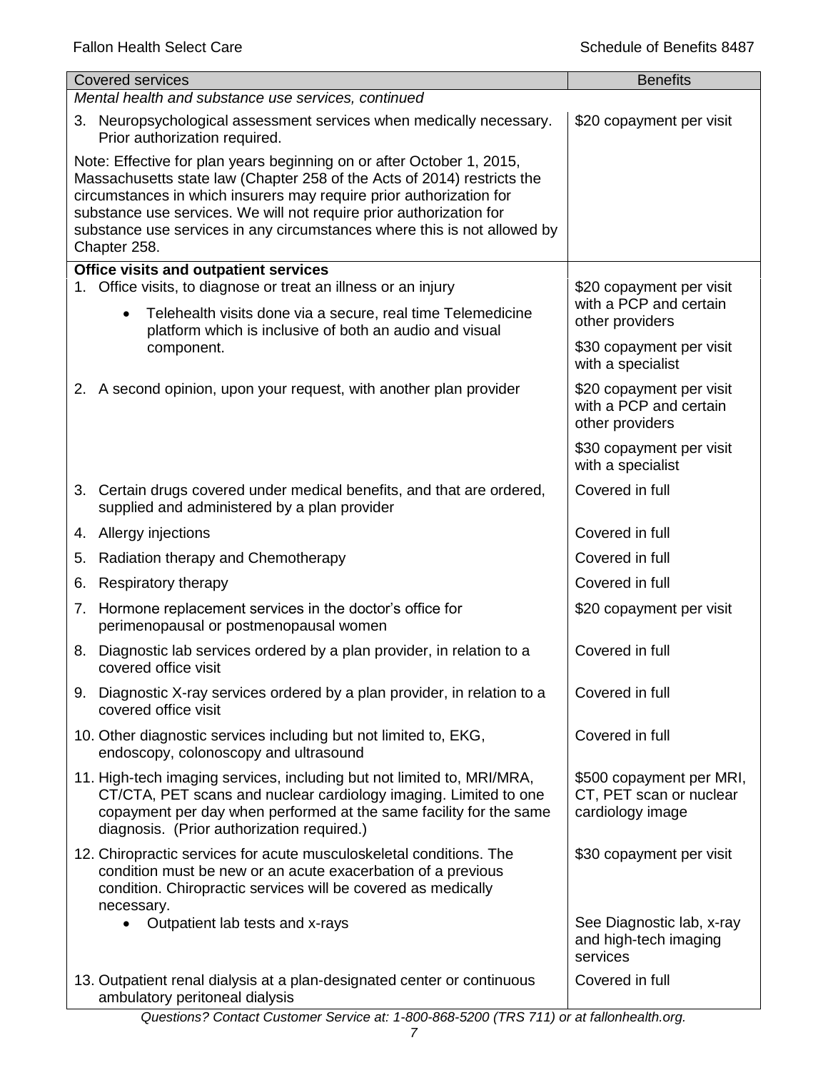| Covered services | Benefits |
| --- | --- |
| *Mental health and substance use services, continued* | |
| 3. Neuropsychological assessment services when medically necessary. Prior authorization required. | $20 copayment per visit |
| Note: Effective for plan years beginning on or after October 1, 2015, Massachusetts state law (Chapter 258 of the Acts of 2014) restricts the circumstances in which insurers may require prior authorization for substance use services. We will not require prior authorization for substance use services in any circumstances where this is not allowed by Chapter 258. | |
| **Office visits and outpatient services** | |
| 1. Office visits, to diagnose or treat an illness or an injury<br>• Telehealth visits done via a secure, real time Telemedicine platform which is inclusive of both an audio and visual component. | $20 copayment per visit with a PCP and certain other providers<br>$30 copayment per visit with a specialist |
| 2. A second opinion, upon your request, with another plan provider | $20 copayment per visit with a PCP and certain other providers<br>$30 copayment per visit with a specialist |
| 3. Certain drugs covered under medical benefits, and that are ordered, supplied and administered by a plan provider | Covered in full |
| 4. Allergy injections | Covered in full |
| 5. Radiation therapy and Chemotherapy | Covered in full |
| 6. Respiratory therapy | Covered in full |
| 7. Hormone replacement services in the doctor's office for perimenopausal or postmenopausal women | $20 copayment per visit |
| 8. Diagnostic lab services ordered by a plan provider, in relation to a covered office visit | Covered in full |
| 9. Diagnostic X-ray services ordered by a plan provider, in relation to a covered office visit | Covered in full |
| 10. Other diagnostic services including but not limited to, EKG, endoscopy, colonoscopy and ultrasound | Covered in full |
| 11. High-tech imaging services, including but not limited to, MRI/MRA, CT/CTA, PET scans and nuclear cardiology imaging. Limited to one copayment per day when performed at the same facility for the same diagnosis. (Prior authorization required.) | $500 copayment per MRI, CT, PET scan or nuclear cardiology image |
| 12. Chiropractic services for acute musculoskeletal conditions. The condition must be new or an acute exacerbation of a previous condition. Chiropractic services will be covered as medically necessary. | $30 copayment per visit |
| • Outpatient lab tests and x-rays | See Diagnostic lab, x-ray and high-tech imaging services |
| 13. Outpatient renal dialysis at a plan-designated center or continuous ambulatory peritoneal dialysis | Covered in full |

*Questions? Contact Customer Service at: 1-800-868-5200 (TRS 711) or at fallonhealth.org.*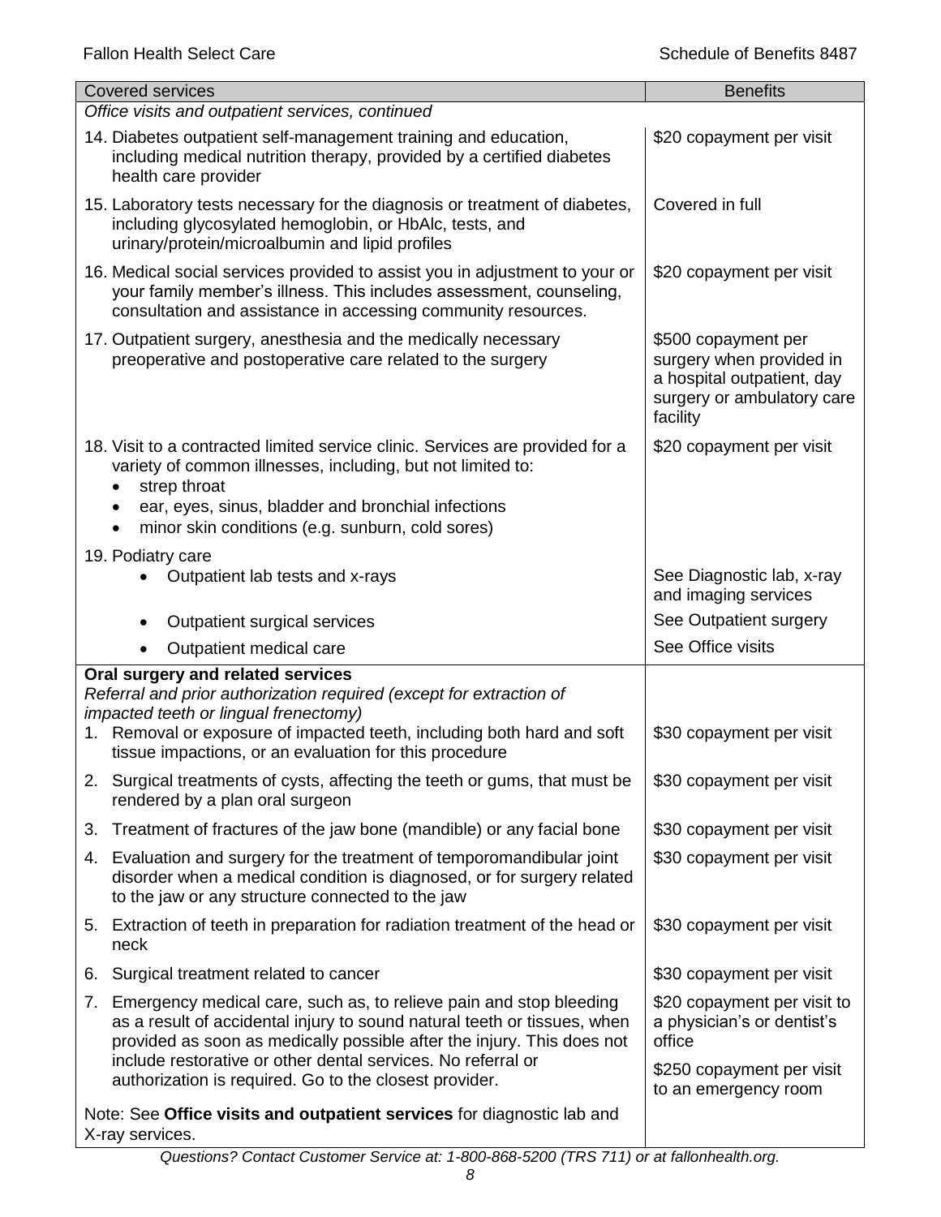| Covered services | Benefits |
|---|---|
| *Office visits and outpatient services, continued* | |
| 14. Diabetes outpatient self-management training and education, including medical nutrition therapy, provided by a certified diabetes health care provider | \$20 copayment per visit |
| 15. Laboratory tests necessary for the diagnosis or treatment of diabetes, including glycosylated hemoglobin, or HbAlc, tests, and urinary/protein/microalbumin and lipid profiles | Covered in full |
| 16. Medical social services provided to assist you in adjustment to your or your family member's illness. This includes assessment, counseling, consultation and assistance in accessing community resources. | \$20 copayment per visit |
| 17. Outpatient surgery, anesthesia and the medically necessary preoperative and postoperative care related to the surgery | \$500 copayment per surgery when provided in a hospital outpatient, day surgery or ambulatory care facility |
| 18. Visit to a contracted limited service clinic. Services are provided for a variety of common illnesses, including, but not limited to: <br>• strep throat <br>• ear, eyes, sinus, bladder and bronchial infections <br>• minor skin conditions (e.g. sunburn, cold sores) | \$20 copayment per visit |
| 19. Podiatry care | |
| • Outpatient lab tests and x-rays | See Diagnostic lab, x-ray and imaging services |
| • Outpatient surgical services | See Outpatient surgery |
| • Outpatient medical care | See Office visits |
| **Oral surgery and related services** <br>*Referral and prior authorization required (except for extraction of impacted teeth or lingual frenectomy)* | |
| 1. Removal or exposure of impacted teeth, including both hard and soft tissue impactions, or an evaluation for this procedure | \$30 copayment per visit |
| 2. Surgical treatments of cysts, affecting the teeth or gums, that must be rendered by a plan oral surgeon | \$30 copayment per visit |
| 3. Treatment of fractures of the jaw bone (mandible) or any facial bone | \$30 copayment per visit |
| 4. Evaluation and surgery for the treatment of temporomandibular joint disorder when a medical condition is diagnosed, or for surgery related to the jaw or any structure connected to the jaw | \$30 copayment per visit |
| 5. Extraction of teeth in preparation for radiation treatment of the head or neck | \$30 copayment per visit |
| 6. Surgical treatment related to cancer | \$30 copayment per visit |
| 7. Emergency medical care, such as, to relieve pain and stop bleeding as a result of accidental injury to sound natural teeth or tissues, when provided as soon as medically possible after the injury. This does not include restorative or other dental services. No referral or authorization is required. Go to the closest provider. | \$20 copayment per visit to a physician's or dentist's office <br><br>\$250 copayment per visit to an emergency room |
| Note: See **Office visits and outpatient services** for diagnostic lab and X-ray services. | |

*Questions? Contact Customer Service at: 1-800-868-5200 (TRS 711) or at fallonhealth.org.*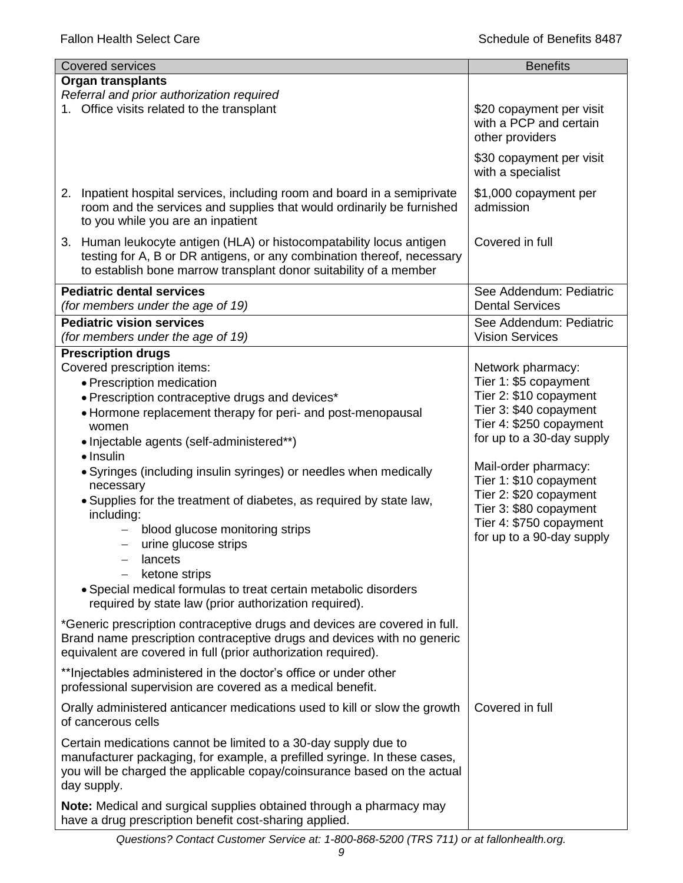| Covered services | Benefits |
|---|---|
| **Organ transplants**<br>*Referral and prior authorization required*<br>1. Office visits related to the transplant | \$20 copayment per visit with a PCP and certain other providers<br><br>\$30 copayment per visit with a specialist |
| 2. Inpatient hospital services, including room and board in a semiprivate room and the services and supplies that would ordinarily be furnished to you while you are an inpatient | \$1,000 copayment per admission |
| 3. Human leukocyte antigen (HLA) or histocompatability locus antigen testing for A, B or DR antigens, or any combination thereof, necessary to establish bone marrow transplant donor suitability of a member | Covered in full |
| **Pediatric dental services**<br>*(for members under the age of 19)* | See Addendum: Pediatric Dental Services |
| **Pediatric vision services**<br>*(for members under the age of 19)* | See Addendum: Pediatric Vision Services |
| **Prescription drugs**<br>Covered prescription items:<br>• Prescription medication<br>• Prescription contraceptive drugs and devices*<br>• Hormone replacement therapy for peri- and post-menopausal women<br>• Injectable agents (self-administered**)<br>• Insulin<br>• Syringes (including insulin syringes) or needles when medically necessary<br>• Supplies for the treatment of diabetes, as required by state law, including:<br>– blood glucose monitoring strips<br>– urine glucose strips<br>– lancets<br>– ketone strips<br>• Special medical formulas to treat certain metabolic disorders required by state law (prior authorization required).<br><br>*Generic prescription contraceptive drugs and devices are covered in full. Brand name prescription contraceptive drugs and devices with no generic equivalent are covered in full (prior authorization required).<br><br>**Injectables administered in the doctor's office or under other professional supervision are covered as a medical benefit. | Network pharmacy:<br>Tier 1: \$5 copayment<br>Tier 2: \$10 copayment<br>Tier 3: \$40 copayment<br>Tier 4: \$250 copayment<br>for up to a 30-day supply<br><br>Mail-order pharmacy:<br>Tier 1: \$10 copayment<br>Tier 2: \$20 copayment<br>Tier 3: \$80 copayment<br>Tier 4: \$750 copayment<br>for up to a 90-day supply |
| Orally administered anticancer medications used to kill or slow the growth of cancerous cells<br><br>Certain medications cannot be limited to a 30-day supply due to manufacturer packaging, for example, a prefilled syringe. In these cases, you will be charged the applicable copay/coinsurance based on the actual day supply.<br><br>**Note:** Medical and surgical supplies obtained through a pharmacy may have a drug prescription benefit cost-sharing applied. | Covered in full |

*Questions? Contact Customer Service at: 1-800-868-5200 (TRS 711) or at fallonhealth.org.*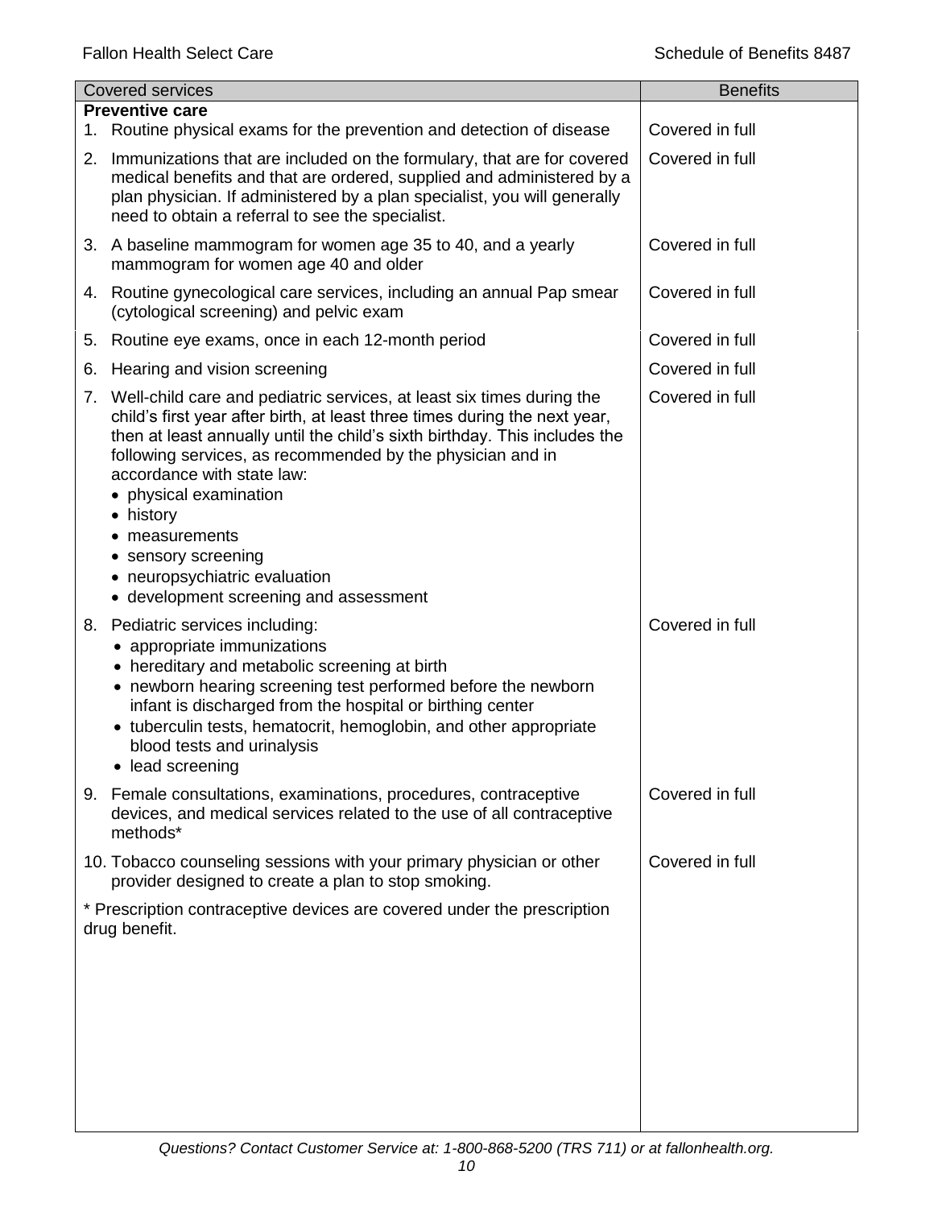| Covered services | Benefits |
|---|---|
| **Preventive care** | |
| 1. Routine physical exams for the prevention and detection of disease | Covered in full |
| 2. Immunizations that are included on the formulary, that are for covered medical benefits and that are ordered, supplied and administered by a plan physician. If administered by a plan specialist, you will generally need to obtain a referral to see the specialist. | Covered in full |
| 3. A baseline mammogram for women age 35 to 40, and a yearly mammogram for women age 40 and older | Covered in full |
| 4. Routine gynecological care services, including an annual Pap smear (cytological screening) and pelvic exam | Covered in full |
| 5. Routine eye exams, once in each 12-month period | Covered in full |
| 6. Hearing and vision screening | Covered in full |
| 7. Well-child care and pediatric services, at least six times during the child's first year after birth, at least three times during the next year, then at least annually until the child's sixth birthday. This includes the following services, as recommended by the physician and in accordance with state law:<br>• physical examination<br>• history<br>• measurements<br>• sensory screening<br>• neuropsychiatric evaluation<br>• development screening and assessment | Covered in full |
| 8. Pediatric services including:<br>• appropriate immunizations<br>• hereditary and metabolic screening at birth<br>• newborn hearing screening test performed before the newborn infant is discharged from the hospital or birthing center<br>• tuberculin tests, hematocrit, hemoglobin, and other appropriate blood tests and urinalysis<br>• lead screening | Covered in full |
| 9. Female consultations, examinations, procedures, contraceptive devices, and medical services related to the use of all contraceptive methods* | Covered in full |
| 10. Tobacco counseling sessions with your primary physician or other provider designed to create a plan to stop smoking. | Covered in full |
| * Prescription contraceptive devices are covered under the prescription drug benefit. | |

*Questions? Contact Customer Service at: 1-800-868-5200 (TRS 711) or at fallonhealth.org.*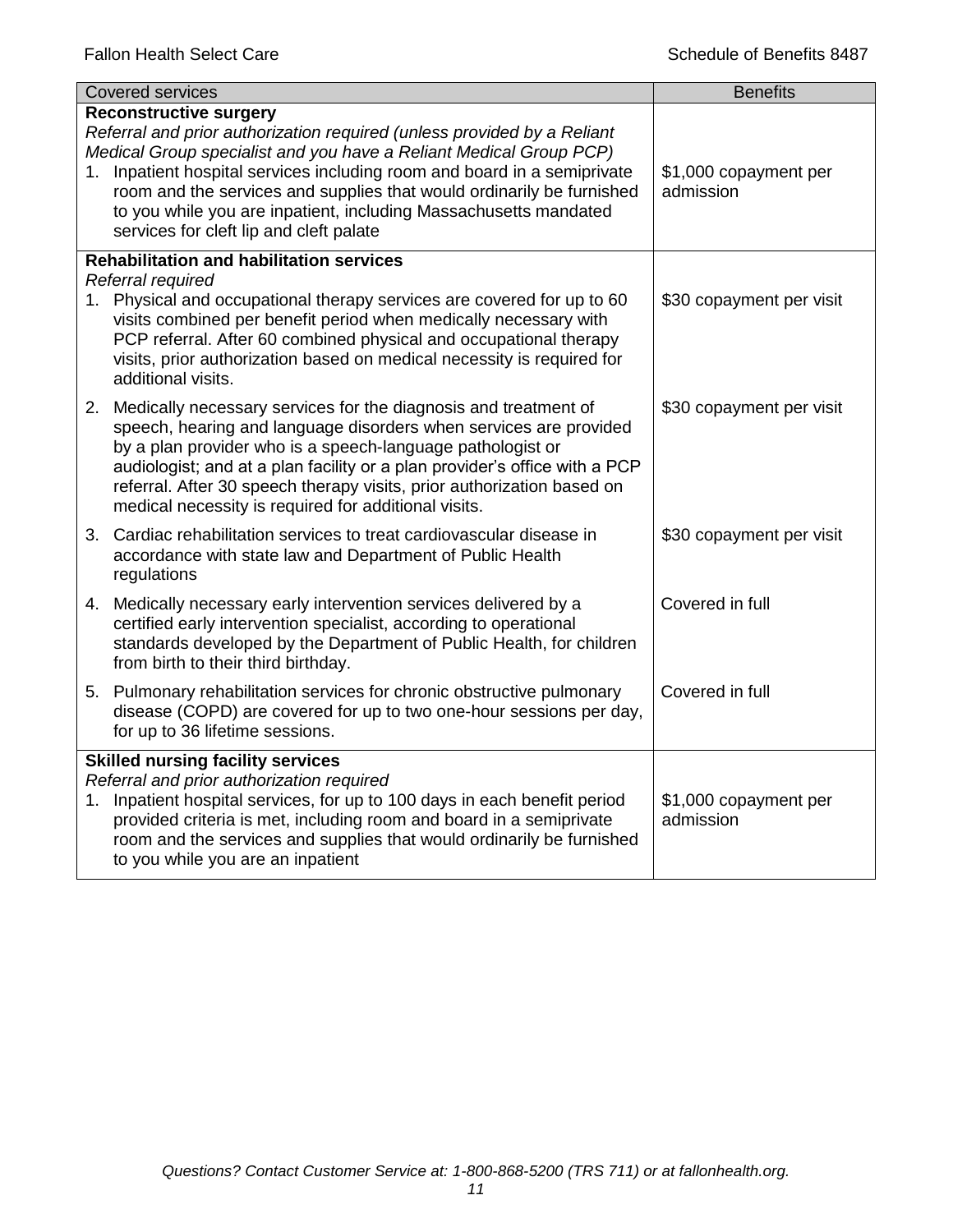| Covered services | Benefits |
|---|---|
| **Reconstructive surgery**<br>*Referral and prior authorization required (unless provided by a Reliant Medical Group specialist and you have a Reliant Medical Group PCP)*<br>1. Inpatient hospital services including room and board in a semiprivate room and the services and supplies that would ordinarily be furnished to you while you are inpatient, including Massachusetts mandated services for cleft lip and cleft palate | \$1,000 copayment per admission |
| **Rehabilitation and habilitation services**<br>*Referral required*<br>1. Physical and occupational therapy services are covered for up to 60 visits combined per benefit period when medically necessary with PCP referral. After 60 combined physical and occupational therapy visits, prior authorization based on medical necessity is required for additional visits. | \$30 copayment per visit |
| 2. Medically necessary services for the diagnosis and treatment of speech, hearing and language disorders when services are provided by a plan provider who is a speech-language pathologist or audiologist; and at a plan facility or a plan provider's office with a PCP referral. After 30 speech therapy visits, prior authorization based on medical necessity is required for additional visits. | \$30 copayment per visit |
| 3. Cardiac rehabilitation services to treat cardiovascular disease in accordance with state law and Department of Public Health regulations | \$30 copayment per visit |
| 4. Medically necessary early intervention services delivered by a certified early intervention specialist, according to operational standards developed by the Department of Public Health, for children from birth to their third birthday. | Covered in full |
| 5. Pulmonary rehabilitation services for chronic obstructive pulmonary disease (COPD) are covered for up to two one-hour sessions per day, for up to 36 lifetime sessions. | Covered in full |
| **Skilled nursing facility services**<br>*Referral and prior authorization required*<br>1. Inpatient hospital services, for up to 100 days in each benefit period provided criteria is met, including room and board in a semiprivate room and the services and supplies that would ordinarily be furnished to you while you are an inpatient | \$1,000 copayment per admission |

*Questions? Contact Customer Service at: 1-800-868-5200 (TRS 711) or at fallonhealth.org.*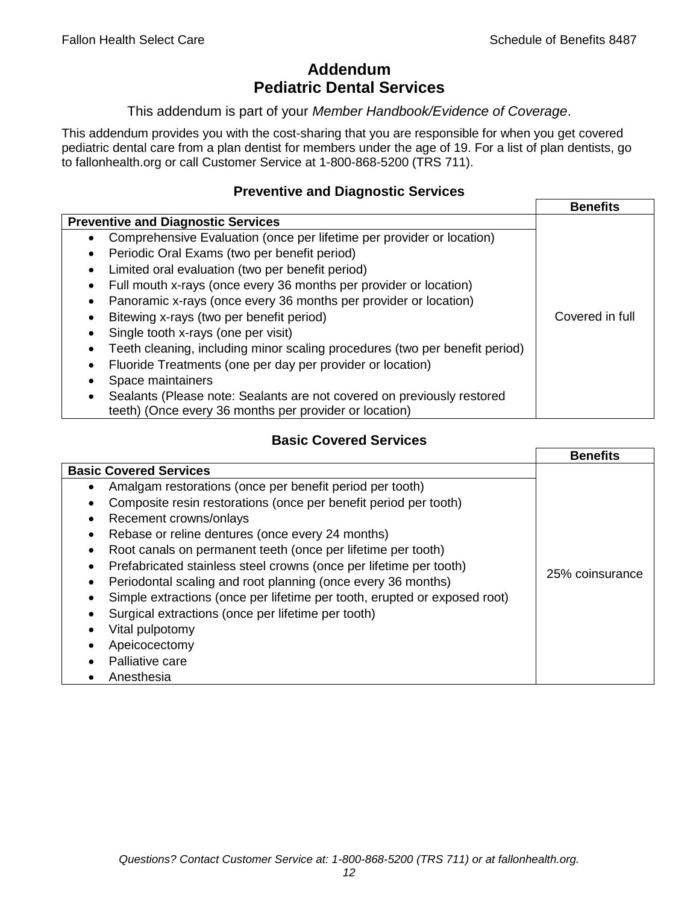# Addendum
# Pediatric Dental Services

This addendum is part of your *Member Handbook/Evidence of Coverage*.

This addendum provides you with the cost-sharing that you are responsible for when you get covered pediatric dental care from a plan dentist for members under the age of 19. For a list of plan dentists, go to fallonhealth.org or call Customer Service at 1-800-868-5200 (TRS 711).

### Preventive and Diagnostic Services

| **Preventive and Diagnostic Services** | **Benefits** |
|---|---|
| • Comprehensive Evaluation (once per lifetime per provider or location)<br>• Periodic Oral Exams (two per benefit period)<br>• Limited oral evaluation (two per benefit period)<br>• Full mouth x-rays (once every 36 months per provider or location)<br>• Panoramic x-rays (once every 36 months per provider or location)<br>• Bitewing x-rays (two per benefit period)<br>• Single tooth x-rays (one per visit)<br>• Teeth cleaning, including minor scaling procedures (two per benefit period)<br>• Fluoride Treatments (one per day per provider or location)<br>• Space maintainers<br>• Sealants (Please note: Sealants are not covered on previously restored teeth) (Once every 36 months per provider or location) | Covered in full |

### Basic Covered Services

| **Basic Covered Services** | **Benefits** |
|---|---|
| • Amalgam restorations (once per benefit period per tooth)<br>• Composite resin restorations (once per benefit period per tooth)<br>• Recement crowns/onlays<br>• Rebase or reline dentures (once every 24 months)<br>• Root canals on permanent teeth (once per lifetime per tooth)<br>• Prefabricated stainless steel crowns (once per lifetime per tooth)<br>• Periodontal scaling and root planning (once every 36 months)<br>• Simple extractions (once per lifetime per tooth, erupted or exposed root)<br>• Surgical extractions (once per lifetime per tooth)<br>• Vital pulpotomy<br>• Apeicocectomy<br>• Palliative care<br>• Anesthesia | 25% coinsurance |

*Questions? Contact Customer Service at: 1-800-868-5200 (TRS 711) or at fallonhealth.org.*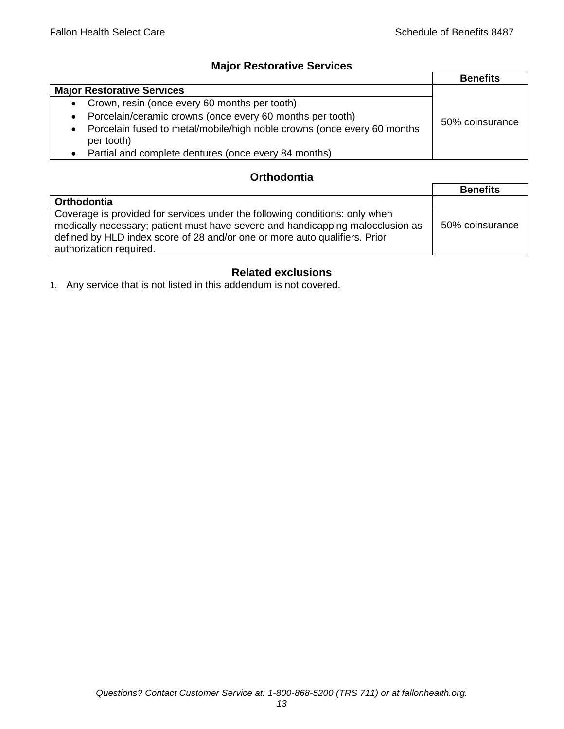## Major Restorative Services

| Major Restorative Services | Benefits |
|---|---|
| • Crown, resin (once every 60 months per tooth)<br>• Porcelain/ceramic crowns (once every 60 months per tooth)<br>• Porcelain fused to metal/mobile/high noble crowns (once every 60 months per tooth)<br>• Partial and complete dentures (once every 84 months) | 50% coinsurance |

## Orthodontia

| Orthodontia | Benefits |
|---|---|
| Coverage is provided for services under the following conditions: only when medically necessary; patient must have severe and handicapping malocclusion as defined by HLD index score of 28 and/or one or more auto qualifiers. Prior authorization required. | 50% coinsurance |

## Related exclusions

1. Any service that is not listed in this addendum is not covered.

*Questions? Contact Customer Service at: 1-800-868-5200 (TRS 711) or at fallonhealth.org.*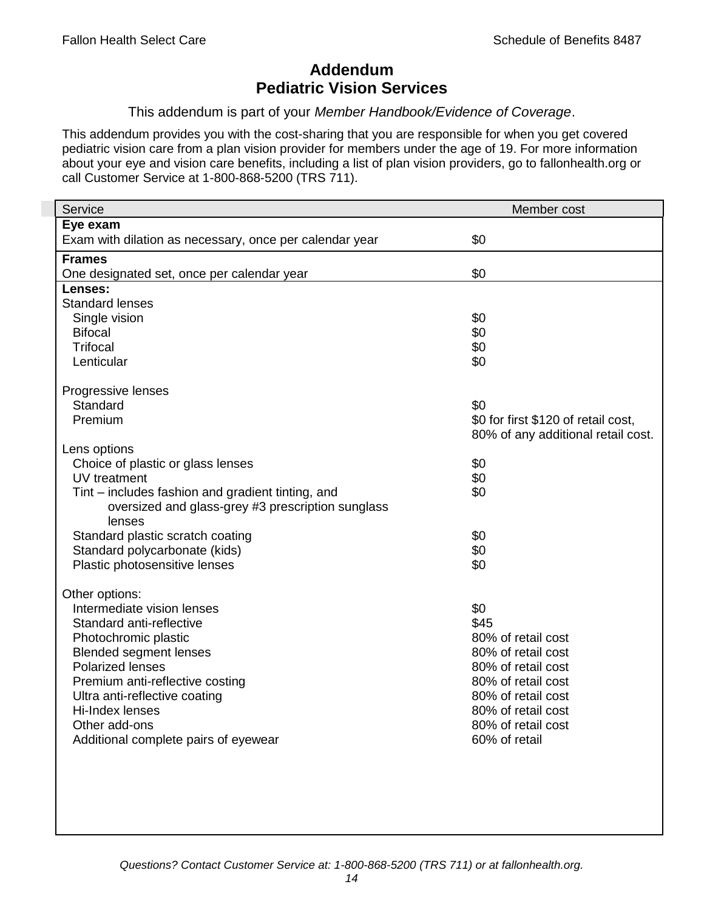# Addendum
# Pediatric Vision Services

This addendum is part of your *Member Handbook/Evidence of Coverage*.

This addendum provides you with the cost-sharing that you are responsible for when you get covered pediatric vision care from a plan vision provider for members under the age of 19. For more information about your eye and vision care benefits, including a list of plan vision providers, go to fallonhealth.org or call Customer Service at 1-800-868-5200 (TRS 711).

| Service | Member cost |
|---|---|
| **Eye exam** | |
| Exam with dilation as necessary, once per calendar year | $0 |
| **Frames** | |
| One designated set, once per calendar year | $0 |
| **Lenses:** | |
| Standard lenses | |
| Single vision | $0 |
| Bifocal | $0 |
| Trifocal | $0 |
| Lenticular | $0 |
| Progressive lenses | |
| Standard | $0 |
| Premium | $0 for first $120 of retail cost, 80% of any additional retail cost. |
| Lens options | |
| Choice of plastic or glass lenses | $0 |
| UV treatment | $0 |
| Tint – includes fashion and gradient tinting, and oversized and glass-grey #3 prescription sunglass lenses | $0 |
| Standard plastic scratch coating | $0 |
| Standard polycarbonate (kids) | $0 |
| Plastic photosensitive lenses | $0 |
| Other options: | |
| Intermediate vision lenses | $0 |
| Standard anti-reflective | $45 |
| Photochromic plastic | 80% of retail cost |
| Blended segment lenses | 80% of retail cost |
| Polarized lenses | 80% of retail cost |
| Premium anti-reflective costing | 80% of retail cost |
| Ultra anti-reflective coating | 80% of retail cost |
| Hi-Index lenses | 80% of retail cost |
| Other add-ons | 80% of retail cost |
| Additional complete pairs of eyewear | 60% of retail |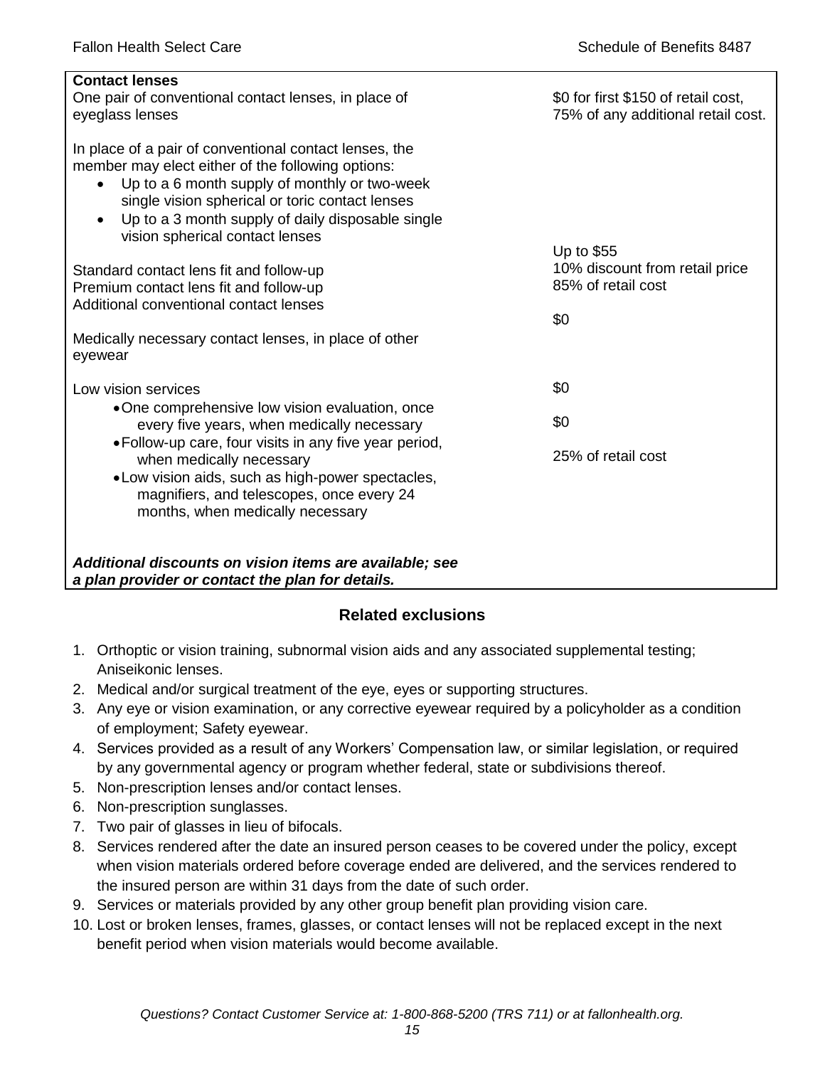| Contact lenses | |
|---|---|
| One pair of conventional contact lenses, in place of eyeglass lenses | $0 for first $150 of retail cost, 75% of any additional retail cost. |
| In place of a pair of conventional contact lenses, the member may elect either of the following options:<br>• Up to a 6 month supply of monthly or two-week single vision spherical or toric contact lenses<br>• Up to a 3 month supply of daily disposable single vision spherical contact lenses | |
| Standard contact lens fit and follow-up | Up to $55 |
| Premium contact lens fit and follow-up | 10% discount from retail price |
| Additional conventional contact lenses | 85% of retail cost |
| Medically necessary contact lenses, in place of other eyewear | $0 |
| Low vision services | |
| • One comprehensive low vision evaluation, once every five years, when medically necessary | $0 |
| • Follow-up care, four visits in any five year period, when medically necessary | $0 |
| • Low vision aids, such as high-power spectacles, magnifiers, and telescopes, once every 24 months, when medically necessary | 25% of retail cost |
| ***Additional discounts on vision items are available; see a plan provider or contact the plan for details.*** | |

## Related exclusions

1. Orthoptic or vision training, subnormal vision aids and any associated supplemental testing; Aniseikonic lenses.
2. Medical and/or surgical treatment of the eye, eyes or supporting structures.
3. Any eye or vision examination, or any corrective eyewear required by a policyholder as a condition of employment; Safety eyewear.
4. Services provided as a result of any Workers' Compensation law, or similar legislation, or required by any governmental agency or program whether federal, state or subdivisions thereof.
5. Non-prescription lenses and/or contact lenses.
6. Non-prescription sunglasses.
7. Two pair of glasses in lieu of bifocals.
8. Services rendered after the date an insured person ceases to be covered under the policy, except when vision materials ordered before coverage ended are delivered, and the services rendered to the insured person are within 31 days from the date of such order.
9. Services or materials provided by any other group benefit plan providing vision care.
10. Lost or broken lenses, frames, glasses, or contact lenses will not be replaced except in the next benefit period when vision materials would become available.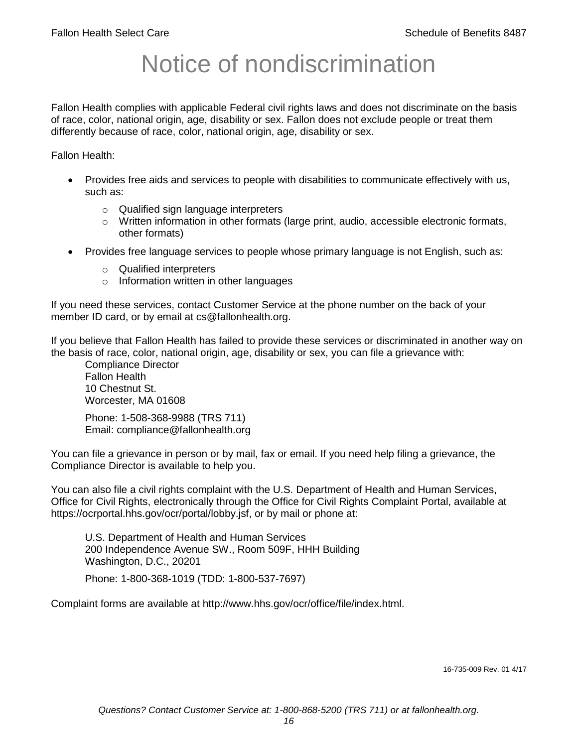# Notice of nondiscrimination

Fallon Health complies with applicable Federal civil rights laws and does not discriminate on the basis of race, color, national origin, age, disability or sex. Fallon does not exclude people or treat them differently because of race, color, national origin, age, disability or sex.

Fallon Health:

- Provides free aids and services to people with disabilities to communicate effectively with us, such as:
  - Qualified sign language interpreters
  - Written information in other formats (large print, audio, accessible electronic formats, other formats)
- Provides free language services to people whose primary language is not English, such as:
  - Qualified interpreters
  - Information written in other languages

If you need these services, contact Customer Service at the phone number on the back of your member ID card, or by email at cs@fallonhealth.org.

If you believe that Fallon Health has failed to provide these services or discriminated in another way on the basis of race, color, national origin, age, disability or sex, you can file a grievance with:

Compliance Director
Fallon Health
10 Chestnut St.
Worcester, MA 01608

Phone: 1-508-368-9988 (TRS 711)
Email: compliance@fallonhealth.org

You can file a grievance in person or by mail, fax or email. If you need help filing a grievance, the Compliance Director is available to help you.

You can also file a civil rights complaint with the U.S. Department of Health and Human Services, Office for Civil Rights, electronically through the Office for Civil Rights Complaint Portal, available at https://ocrportal.hhs.gov/ocr/portal/lobby.jsf, or by mail or phone at:

U.S. Department of Health and Human Services
200 Independence Avenue SW., Room 509F, HHH Building
Washington, D.C., 20201

Phone: 1-800-368-1019 (TDD: 1-800-537-7697)

Complaint forms are available at http://www.hhs.gov/ocr/office/file/index.html.

16-735-009 Rev. 01 4/17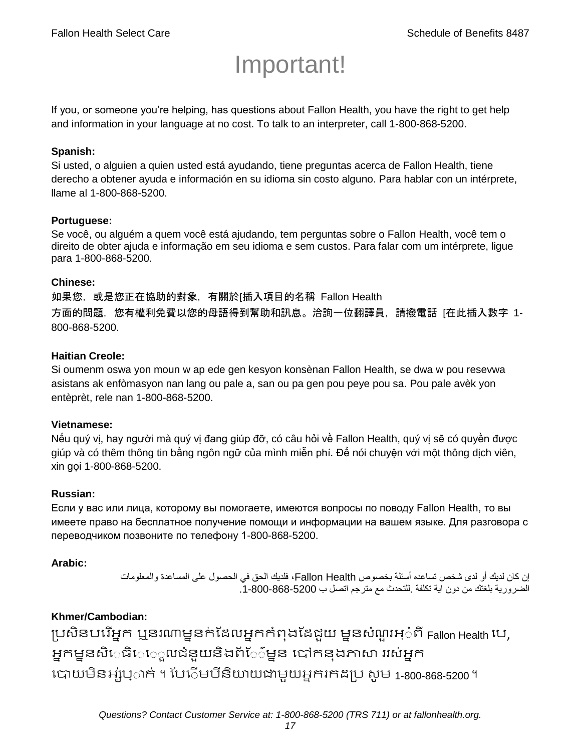# Important!

If you, or someone you're helping, has questions about Fallon Health, you have the right to get help and information in your language at no cost. To talk to an interpreter, call 1-800-868-5200.

**Spanish:**
Si usted, o alguien a quien usted está ayudando, tiene preguntas acerca de Fallon Health, tiene derecho a obtener ayuda e información en su idioma sin costo alguno. Para hablar con un intérprete, llame al 1-800-868-5200.

**Portuguese:**
Se você, ou alguém a quem você está ajudando, tem perguntas sobre o Fallon Health, você tem o direito de obter ajuda e informação em seu idioma e sem custos. Para falar com um intérprete, ligue para 1-800-868-5200.

**Chinese:**
如果您，或是您正在協助的對象，有關於[插入項目的名稱 Fallon Health 方面的問題，您有權利免費以您的母語得到幫助和訊息。洽詢一位翻譯員，請撥電話 [在此插入數字 1-800-868-5200.

**Haitian Creole:**
Si oumenm oswa yon moun w ap ede gen kesyon konsènan Fallon Health, se dwa w pou resevwa asistans ak enfòmasyon nan lang ou pale a, san ou pa gen pou peye pou sa. Pou pale avèk yon entèprèt, rele nan 1-800-868-5200.

**Vietnamese:**
Nếu quý vị, hay người mà quý vị đang giúp đỡ, có câu hỏi về Fallon Health, quý vị sẽ có quyền được giúp và có thêm thông tin bằng ngôn ngữ của mình miễn phí. Để nói chuyện với một thông dịch viên, xin gọi 1-800-868-5200.

**Russian:**
Если у вас или лица, которому вы помогаете, имеются вопросы по поводу Fallon Health, то вы имеете право на бесплатное получение помощи и информации на вашем языке. Для разговора с переводчиком позвоните по телефону 1-800-868-5200.

**Arabic:**
إن كان لديك أو لدى شخص تساعده أسئلة بخصوص Fallon Health، فلديك الحق في الحصول على المساعدة والمعلومات الضرورية بلغتك من دون اية تكلفة .للتحدث مع مترجم اتصل ب 1-800-868-5200.

**Khmer/Cambodian:**
ប្រសិនបរើអ្នក ឬនរណាម្នាក់ដែលអ្នកកំពុងដែជួយ ម្នានសំណួរអ្ំពី Fallon Health បេ, អ្នកម្នានសិេធិេេួលជំនួយនិងព័េ៌ម្នាន បៅកនុងភាសា ររស់អ្នក បោយមិនអ្ស់រុ​ាក់ ។ បែើេមបីនិយាយជាមួយអ្នករកដប្រ សូម 1-800-868-5200 ។

*Questions? Contact Customer Service at: 1-800-868-5200 (TRS 711) or at fallonhealth.org.*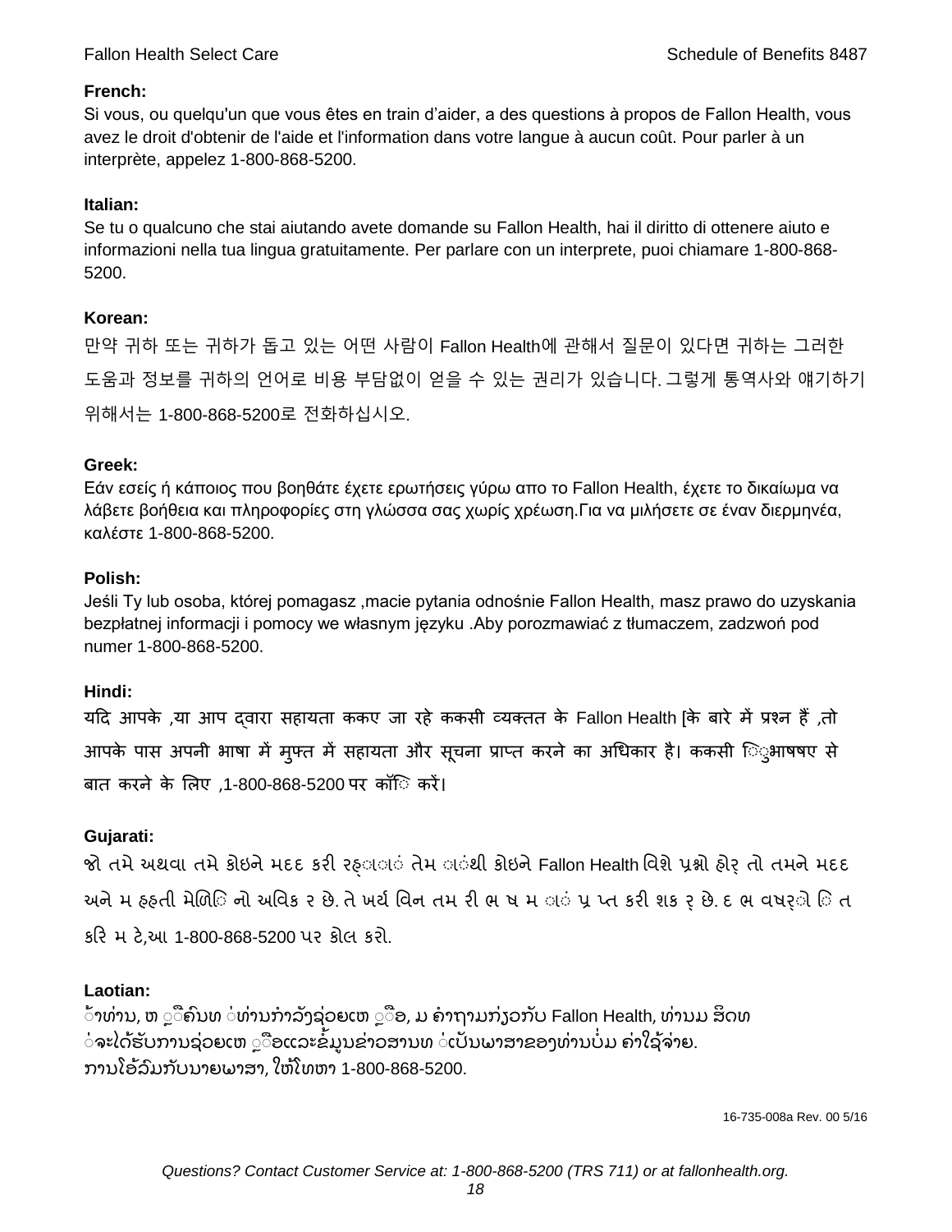**French:**
Si vous, ou quelqu'un que vous êtes en train d'aider, a des questions à propos de Fallon Health, vous avez le droit d'obtenir de l'aide et l'information dans votre langue à aucun coût. Pour parler à un interprète, appelez 1-800-868-5200.

**Italian:**
Se tu o qualcuno che stai aiutando avete domande su Fallon Health, hai il diritto di ottenere aiuto e informazioni nella tua lingua gratuitamente. Per parlare con un interprete, puoi chiamare 1-800-868-5200.

**Korean:**
만약 귀하 또는 귀하가 돕고 있는 어떤 사람이 Fallon Health에 관해서 질문이 있다면 귀하는 그러한 도움과 정보를 귀하의 언어로 비용 부담없이 얻을 수 있는 권리가 있습니다. 그렇게 통역사와 얘기하기 위해서는 1-800-868-5200로 전화하십시오.

**Greek:**
Εάν εσείς ή κάποιος που βοηθάτε έχετε ερωτήσεις γύρω απο το Fallon Health, έχετε το δικαίωμα να λάβετε βοήθεια και πληροφορίες στη γλώσσα σας χωρίς χρέωση.Για να μιλήσετε σε έναν διερμηνέα, καλέστε 1-800-868-5200.

**Polish:**
Jeśli Ty lub osoba, której pomagasz ,macie pytania odnośnie Fallon Health, masz prawo do uzyskania bezpłatnej informacji i pomocy we własnym języku .Aby porozmawiać z tłumaczem, zadzwoń pod numer 1-800-868-5200.

**Hindi:**
यदि आपके ,या आप द्वारा सहायता ककए जा रहे ककसी व्यक्तत के Fallon Health [के बारे में प्रश्न हैं ,तो आपके पास अपनी भाषा में मुफ्त में सहायता और सूचना प्राप्त करने का अधिकार है। ककसी िुभाषषए से बात करने के लिए ,1-800-868-5200 पर कॉि करें।

**Gujarati:**
જો તમે અથવા તમે કોઇને મદદ કરી રહ્ાાં તેમ ાંથી કોઇને Fallon Health વિશે પ્રશ્નો હોર્ તો તમને મદદ અને મ હહતી મેળિિ નો અવિક ર છે. તે ખર્ચ વિન તમ રી ભ ષ મ ાં પ્ર પ્ત કરી શક ર્ છે. દ ભ વષર્ો િ ત કરિ મ ટે,આ 1-800-868-5200 પર કોલ કરો.

**Laotian:**
ຖ້າທ່ານ, ຫ ຼືຄົນທ ່ທ່ານກໍາລັງຊ່ວຍເຫ ຼືອ, ມ ຄໍາຖາມກ່ຽວກັບ Fallon Health, ທ່ານມ ສິດທ ່ຈະໄດ້ຮັບການຊ່ວຍເຫ ຼືອແລະຂໍ້ມູນຂ່າວສານທ ່ເປັນພາສາຂອງທ່ານບໍ່ມ ຄ່າໃຊ້ຈ່າຍ. ການໂອ້ລົມກັບນາຍພາສາ, ໃຫ້ໂທຫາ 1-800-868-5200.

16-735-008a Rev. 00 5/16